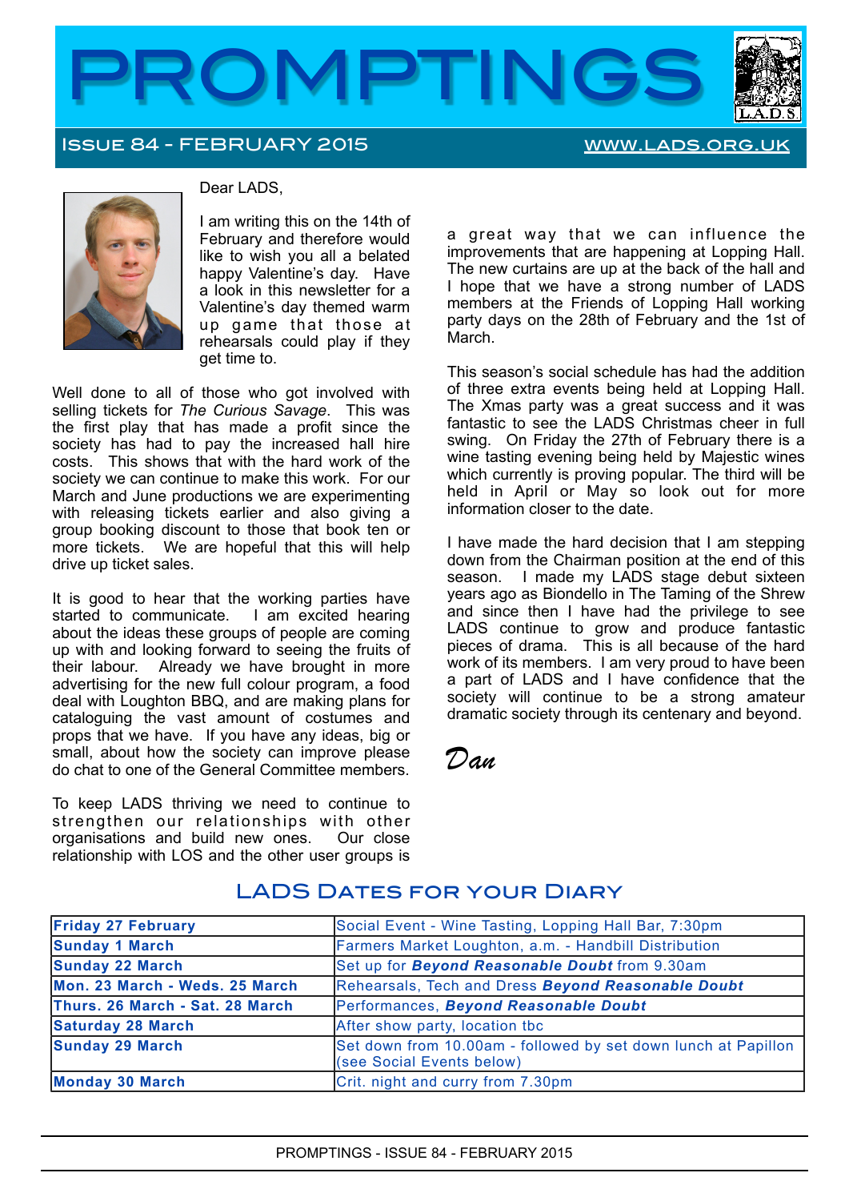# PROMPTINGS

## Issue 84 - February 2015

www.lads.org.uk

Dear LADS,

I am writing this on the 14th of February and therefore would like to wish you all a belated happy Valentine's day. Have a look in this newsletter for a Valentine's day themed warm up game that those at rehearsals could play if they get time to.

Well done to all of those who got involved with selling tickets for *The Curious Savage*. This was the first play that has made a profit since the society has had to pay the increased hall hire costs. This shows that with the hard work of the society we can continue to make this work. For our March and June productions we are experimenting with releasing tickets earlier and also giving a group booking discount to those that book ten or more tickets. We are hopeful that this will help drive up ticket sales.

It is good to hear that the working parties have started to communicate. I am excited hearing about the ideas these groups of people are coming up with and looking forward to seeing the fruits of their labour. Already we have brought in more advertising for the new full colour program, a food deal with Loughton BBQ, and are making plans for cataloguing the vast amount of costumes and props that we have. If you have any ideas, big or small, about how the society can improve please do chat to one of the General Committee members.

To keep LADS thriving we need to continue to strengthen our relationships with other organisations and build new ones. Our close relationship with LOS and the other user groups is a great way that we can influence the improvements that are happening at Lopping Hall. The new curtains are up at the back of the hall and I hope that we have a strong number of LADS members at the Friends of Lopping Hall working party days on the 28th of February and the 1st of March.

This season's social schedule has had the addition of three extra events being held at Lopping Hall. The Xmas party was a great success and it was fantastic to see the LADS Christmas cheer in full swing. On Friday the 27th of February there is a wine tasting evening being held by Majestic wines which currently is proving popular. The third will be held in April or May so look out for more information closer to the date.

I have made the hard decision that I am stepping down from the Chairman position at the end of this season. I made my LADS stage debut sixteen years ago as Biondello in The Taming of the Shrew and since then I have had the privilege to see LADS continue to grow and produce fantastic pieces of drama. This is all because of the hard work of its members. I am very proud to have been a part of LADS and I have confidence that the society will continue to be a strong amateur dramatic society through its centenary and beyond.

*Dan*

## LADS Dates for your Diary

| | |
|---|---|
| **Friday 27 February** | Social Event - Wine Tasting, Lopping Hall Bar, 7:30pm |
| **Sunday 1 March** | Farmers Market Loughton, a.m. - Handbill Distribution |
| **Sunday 22 March** | Set up for ***Beyond Reasonable Doubt*** from 9.30am |
| **Mon. 23 March - Weds. 25 March** | Rehearsals, Tech and Dress ***Beyond Reasonable Doubt*** |
| **Thurs. 26 March - Sat. 28 March** | Performances, ***Beyond Reasonable Doubt*** |
| **Saturday 28 March** | After show party, location tbc |
| **Sunday 29 March** | Set down from 10.00am - followed by set down lunch at Papillon (see Social Events below) |
| **Monday 30 March** | Crit. night and curry from 7.30pm |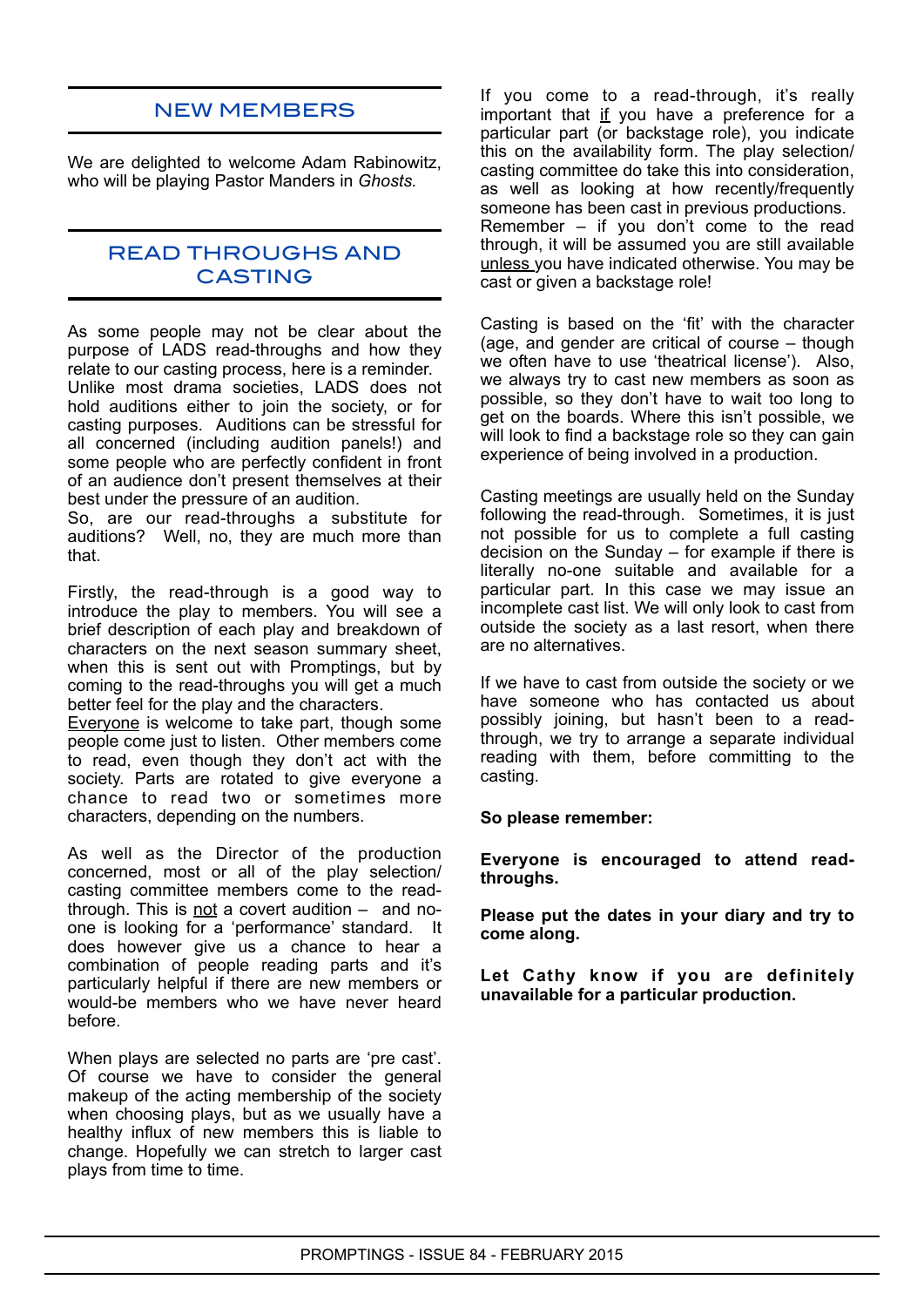## NEW MEMBERS

We are delighted to welcome Adam Rabinowitz, who will be playing Pastor Manders in *Ghosts.*

## READ THROUGHS AND CASTING

As some people may not be clear about the purpose of LADS read-throughs and how they relate to our casting process, here is a reminder. Unlike most drama societies, LADS does not hold auditions either to join the society, or for casting purposes. Auditions can be stressful for all concerned (including audition panels!) and some people who are perfectly confident in front of an audience don't present themselves at their best under the pressure of an audition.
So, are our read-throughs a substitute for auditions? Well, no, they are much more than that.

Firstly, the read-through is a good way to introduce the play to members. You will see a brief description of each play and breakdown of characters on the next season summary sheet, when this is sent out with Promptings, but by coming to the read-throughs you will get a much better feel for the play and the characters.
Everyone is welcome to take part, though some people come just to listen. Other members come to read, even though they don't act with the society. Parts are rotated to give everyone a chance to read two or sometimes more characters, depending on the numbers.

As well as the Director of the production concerned, most or all of the play selection/casting committee members come to the read-through. This is not a covert audition – and no-one is looking for a 'performance' standard. It does however give us a chance to hear a combination of people reading parts and it's particularly helpful if there are new members or would-be members who we have never heard before.

When plays are selected no parts are 'pre cast'. Of course we have to consider the general makeup of the acting membership of the society when choosing plays, but as we usually have a healthy influx of new members this is liable to change. Hopefully we can stretch to larger cast plays from time to time.

If you come to a read-through, it's really important that if you have a preference for a particular part (or backstage role), you indicate this on the availability form. The play selection/casting committee do take this into consideration, as well as looking at how recently/frequently someone has been cast in previous productions. Remember – if you don't come to the read through, it will be assumed you are still available unless you have indicated otherwise. You may be cast or given a backstage role!

Casting is based on the 'fit' with the character (age, and gender are critical of course – though we often have to use 'theatrical license'). Also, we always try to cast new members as soon as possible, so they don't have to wait too long to get on the boards. Where this isn't possible, we will look to find a backstage role so they can gain experience of being involved in a production.

Casting meetings are usually held on the Sunday following the read-through. Sometimes, it is just not possible for us to complete a full casting decision on the Sunday – for example if there is literally no-one suitable and available for a particular part. In this case we may issue an incomplete cast list. We will only look to cast from outside the society as a last resort, when there are no alternatives.

If we have to cast from outside the society or we have someone who has contacted us about possibly joining, but hasn't been to a read-through, we try to arrange a separate individual reading with them, before committing to the casting.

**So please remember:**

**Everyone is encouraged to attend read-throughs.**

**Please put the dates in your diary and try to come along.**

**Let Cathy know if you are definitely unavailable for a particular production.**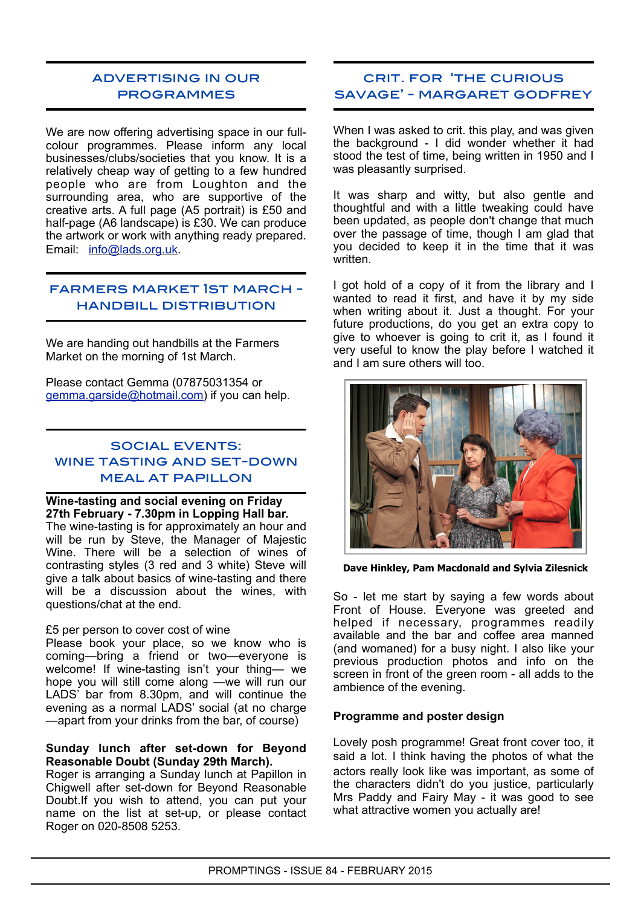## ADVERTISING IN OUR PROGRAMMES

We are now offering advertising space in our full-colour programmes. Please inform any local businesses/clubs/societies that you know. It is a relatively cheap way of getting to a few hundred people who are from Loughton and the surrounding area, who are supportive of the creative arts. A full page (A5 portrait) is £50 and half-page (A6 landscape) is £30. We can produce the artwork or work with anything ready prepared. Email: info@lads.org.uk.

## FARMERS MARKET 1ST MARCH - HANDBILL DISTRIBUTION

We are handing out handbills at the Farmers Market on the morning of 1st March.

Please contact Gemma (07875031354 or gemma.garside@hotmail.com) if you can help.

## SOCIAL EVENTS: WINE TASTING AND SET-DOWN MEAL AT PAPILLON

**Wine-tasting and social evening on Friday 27th February - 7.30pm in Lopping Hall bar.**
The wine-tasting is for approximately an hour and will be run by Steve, the Manager of Majestic Wine. There will be a selection of wines of contrasting styles (3 red and 3 white) Steve will give a talk about basics of wine-tasting and there will be a discussion about the wines, with questions/chat at the end.

£5 per person to cover cost of wine
Please book your place, so we know who is coming—bring a friend or two—everyone is welcome! If wine-tasting isn't your thing— we hope you will still come along —we will run our LADS' bar from 8.30pm, and will continue the evening as a normal LADS' social (at no charge —apart from your drinks from the bar, of course)

**Sunday lunch after set-down for Beyond Reasonable Doubt (Sunday 29th March).**
Roger is arranging a Sunday lunch at Papillon in Chigwell after set-down for Beyond Reasonable Doubt.If you wish to attend, you can put your name on the list at set-up, or please contact Roger on 020-8508 5253.

## CRIT. FOR 'THE CURIOUS SAVAGE' - MARGARET GODFREY

When I was asked to crit. this play, and was given the background - I did wonder whether it had stood the test of time, being written in 1950 and I was pleasantly surprised.

It was sharp and witty, but also gentle and thoughtful and with a little tweaking could have been updated, as people don't change that much over the passage of time, though I am glad that you decided to keep it in the time that it was written.

I got hold of a copy of it from the library and I wanted to read it first, and have it by my side when writing about it. Just a thought. For your future productions, do you get an extra copy to give to whoever is going to crit it, as I found it very useful to know the play before I watched it and I am sure others will too.

Dave Hinkley, Pam Macdonald and Sylvia Zilesnick

So - let me start by saying a few words about Front of House. Everyone was greeted and helped if necessary, programmes readily available and the bar and coffee area manned (and womaned) for a busy night. I also like your previous production photos and info on the screen in front of the green room - all adds to the ambience of the evening.

**Programme and poster design**

Lovely posh programme! Great front cover too, it said a lot. I think having the photos of what the actors really look like was important, as some of the characters didn't do you justice, particularly Mrs Paddy and Fairy May - it was good to see what attractive women you actually are!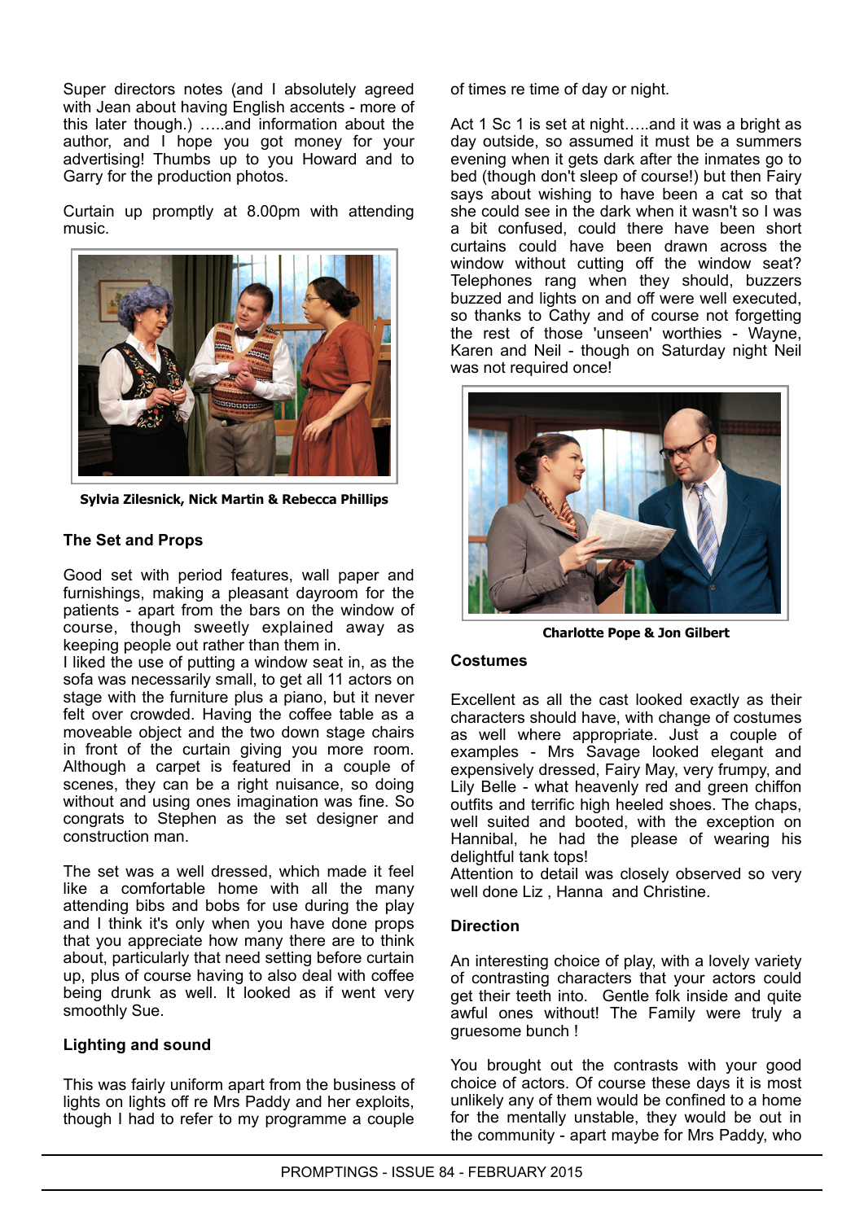Super directors notes (and I absolutely agreed with Jean about having English accents - more of this later though.) …..and information about the author, and I hope you got money for your advertising! Thumbs up to you Howard and to Garry for the production photos.

Curtain up promptly at 8.00pm with attending music.

**Sylvia Zilesnick, Nick Martin & Rebecca Phillips**

### The Set and Props

Good set with period features, wall paper and furnishings, making a pleasant dayroom for the patients - apart from the bars on the window of course, though sweetly explained away as keeping people out rather than them in.

I liked the use of putting a window seat in, as the sofa was necessarily small, to get all 11 actors on stage with the furniture plus a piano, but it never felt over crowded. Having the coffee table as a moveable object and the two down stage chairs in front of the curtain giving you more room. Although a carpet is featured in a couple of scenes, they can be a right nuisance, so doing without and using ones imagination was fine. So congrats to Stephen as the set designer and construction man.

The set was a well dressed, which made it feel like a comfortable home with all the many attending bibs and bobs for use during the play and I think it's only when you have done props that you appreciate how many there are to think about, particularly that need setting before curtain up, plus of course having to also deal with coffee being drunk as well. It looked as if went very smoothly Sue.

### Lighting and sound

This was fairly uniform apart from the business of lights on lights off re Mrs Paddy and her exploits, though I had to refer to my programme a couple of times re time of day or night.

Act 1 Sc 1 is set at night…..and it was a bright as day outside, so assumed it must be a summers evening when it gets dark after the inmates go to bed (though don't sleep of course!) but then Fairy says about wishing to have been a cat so that she could see in the dark when it wasn't so I was a bit confused, could there have been short curtains could have been drawn across the window without cutting off the window seat? Telephones rang when they should, buzzers buzzed and lights on and off were well executed, so thanks to Cathy and of course not forgetting the rest of those 'unseen' worthies - Wayne, Karen and Neil - though on Saturday night Neil was not required once!

**Charlotte Pope & Jon Gilbert**

### Costumes

Excellent as all the cast looked exactly as their characters should have, with change of costumes as well where appropriate. Just a couple of examples - Mrs Savage looked elegant and expensively dressed, Fairy May, very frumpy, and Lily Belle - what heavenly red and green chiffon outfits and terrific high heeled shoes. The chaps, well suited and booted, with the exception on Hannibal, he had the please of wearing his delightful tank tops!

Attention to detail was closely observed so very well done Liz , Hanna and Christine.

### Direction

An interesting choice of play, with a lovely variety of contrasting characters that your actors could get their teeth into. Gentle folk inside and quite awful ones without! The Family were truly a gruesome bunch !

You brought out the contrasts with your good choice of actors. Of course these days it is most unlikely any of them would be confined to a home for the mentally unstable, they would be out in the community - apart maybe for Mrs Paddy, who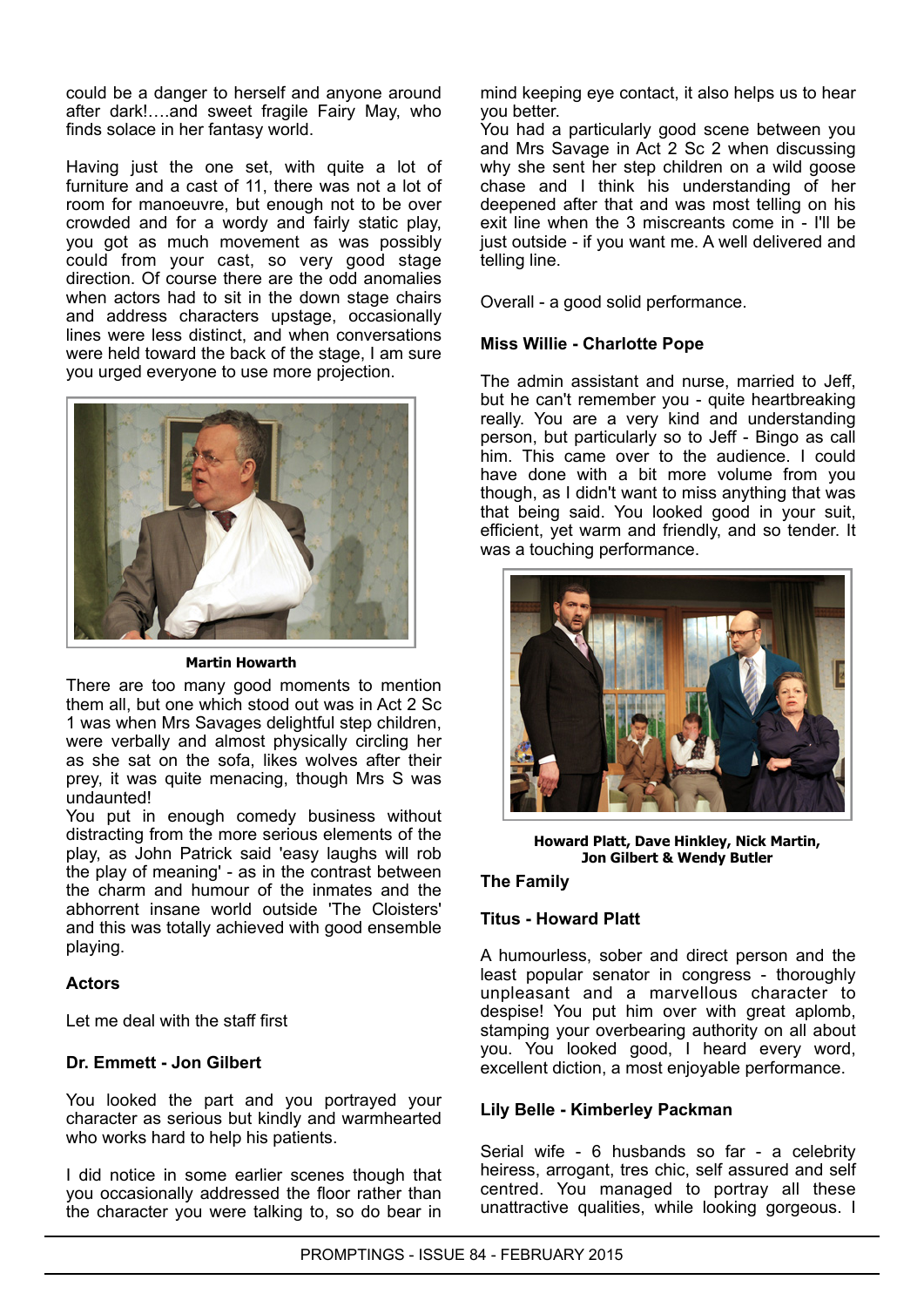could be a danger to herself and anyone around after dark!….and sweet fragile Fairy May, who finds solace in her fantasy world.

Having just the one set, with quite a lot of furniture and a cast of 11, there was not a lot of room for manoeuvre, but enough not to be over crowded and for a wordy and fairly static play, you got as much movement as was possibly could from your cast, so very good stage direction. Of course there are the odd anomalies when actors had to sit in the down stage chairs and address characters upstage, occasionally lines were less distinct, and when conversations were held toward the back of the stage, I am sure you urged everyone to use more projection.

**Martin Howarth**

There are too many good moments to mention them all, but one which stood out was in Act 2 Sc 1 was when Mrs Savages delightful step children, were verbally and almost physically circling her as she sat on the sofa, likes wolves after their prey, it was quite menacing, though Mrs S was undaunted!

You put in enough comedy business without distracting from the more serious elements of the play, as John Patrick said 'easy laughs will rob the play of meaning' - as in the contrast between the charm and humour of the inmates and the abhorrent insane world outside 'The Cloisters' and this was totally achieved with good ensemble playing.

**Actors**

Let me deal with the staff first

**Dr. Emmett - Jon Gilbert**

You looked the part and you portrayed your character as serious but kindly and warmhearted who works hard to help his patients.

I did notice in some earlier scenes though that you occasionally addressed the floor rather than the character you were talking to, so do bear in mind keeping eye contact, it also helps us to hear you better.

You had a particularly good scene between you and Mrs Savage in Act 2 Sc 2 when discussing why she sent her step children on a wild goose chase and I think his understanding of her deepened after that and was most telling on his exit line when the 3 miscreants come in - I'll be just outside - if you want me. A well delivered and telling line.

Overall - a good solid performance.

**Miss Willie - Charlotte Pope**

The admin assistant and nurse, married to Jeff, but he can't remember you - quite heartbreaking really. You are a very kind and understanding person, but particularly so to Jeff - Bingo as call him. This came over to the audience. I could have done with a bit more volume from you though, as I didn't want to miss anything that was that being said. You looked good in your suit, efficient, yet warm and friendly, and so tender. It was a touching performance.

**Howard Platt, Dave Hinkley, Nick Martin, Jon Gilbert & Wendy Butler**

**The Family**

**Titus - Howard Platt**

A humourless, sober and direct person and the least popular senator in congress - thoroughly unpleasant and a marvellous character to despise! You put him over with great aplomb, stamping your overbearing authority on all about you. You looked good, I heard every word, excellent diction, a most enjoyable performance.

**Lily Belle - Kimberley Packman**

Serial wife - 6 husbands so far - a celebrity heiress, arrogant, tres chic, self assured and self centred. You managed to portray all these unattractive qualities, while looking gorgeous. I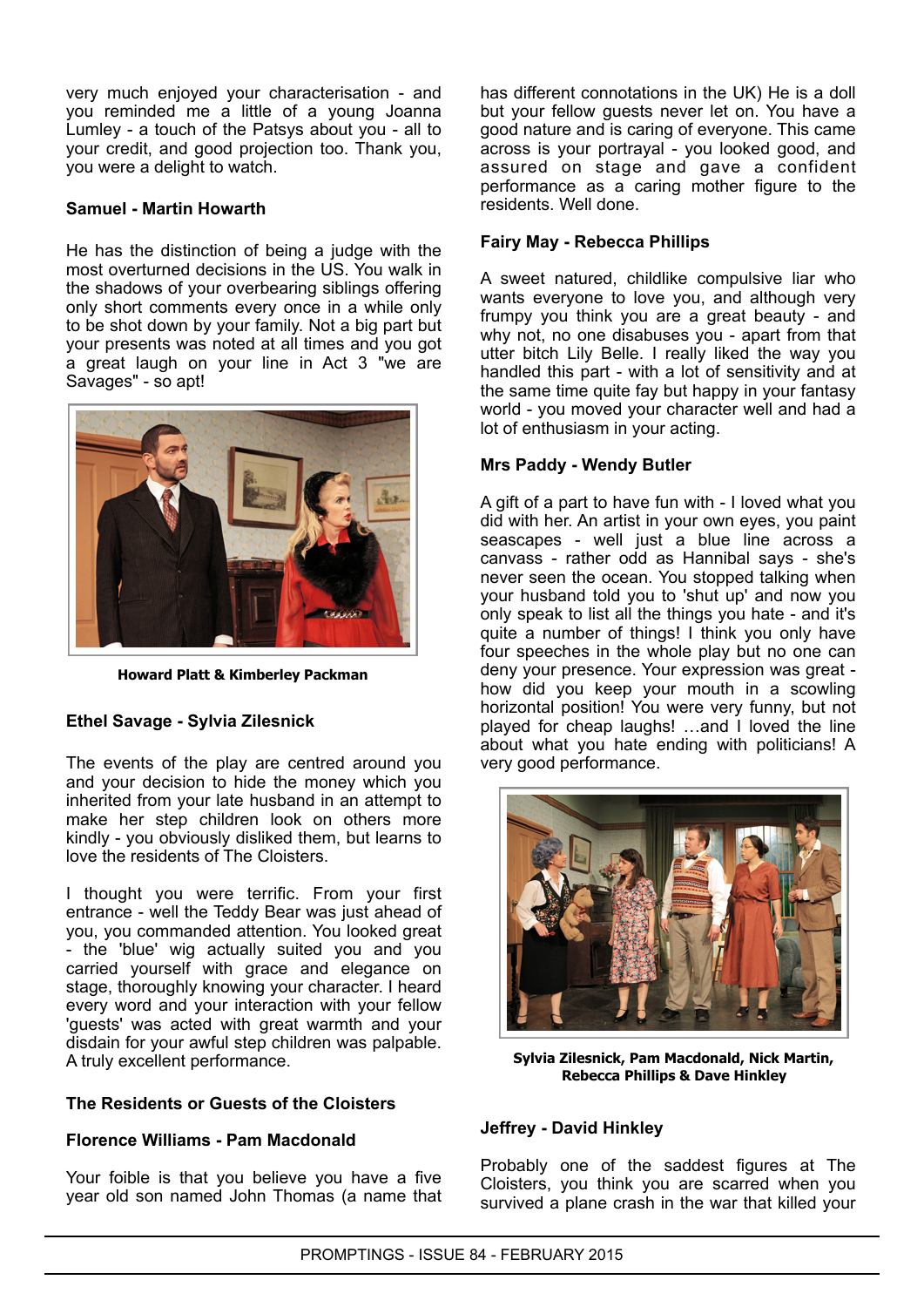very much enjoyed your characterisation - and you reminded me a little of a young Joanna Lumley - a touch of the Patsys about you - all to your credit, and good projection too. Thank you, you were a delight to watch.

**Samuel - Martin Howarth**

He has the distinction of being a judge with the most overturned decisions in the US. You walk in the shadows of your overbearing siblings offering only short comments every once in a while only to be shot down by your family. Not a big part but your presents was noted at all times and you got a great laugh on your line in Act 3 "we are Savages" - so apt!

**Howard Platt & Kimberley Packman**

**Ethel Savage - Sylvia Zilesnick**

The events of the play are centred around you and your decision to hide the money which you inherited from your late husband in an attempt to make her step children look on others more kindly - you obviously disliked them, but learns to love the residents of The Cloisters.

I thought you were terrific. From your first entrance - well the Teddy Bear was just ahead of you, you commanded attention. You looked great - the 'blue' wig actually suited you and you carried yourself with grace and elegance on stage, thoroughly knowing your character. I heard every word and your interaction with your fellow 'guests' was acted with great warmth and your disdain for your awful step children was palpable. A truly excellent performance.

**The Residents or Guests of the Cloisters**

**Florence Williams - Pam Macdonald**

Your foible is that you believe you have a five year old son named John Thomas (a name that has different connotations in the UK) He is a doll but your fellow guests never let on. You have a good nature and is caring of everyone. This came across is your portrayal - you looked good, and assured on stage and gave a confident performance as a caring mother figure to the residents. Well done.

**Fairy May - Rebecca Phillips**

A sweet natured, childlike compulsive liar who wants everyone to love you, and although very frumpy you think you are a great beauty - and why not, no one disabuses you - apart from that utter bitch Lily Belle. I really liked the way you handled this part - with a lot of sensitivity and at the same time quite fay but happy in your fantasy world - you moved your character well and had a lot of enthusiasm in your acting.

**Mrs Paddy - Wendy Butler**

A gift of a part to have fun with - I loved what you did with her. An artist in your own eyes, you paint seascapes - well just a blue line across a canvass - rather odd as Hannibal says - she's never seen the ocean. You stopped talking when your husband told you to 'shut up' and now you only speak to list all the things you hate - and it's quite a number of things! I think you only have four speeches in the whole play but no one can deny your presence. Your expression was great - how did you keep your mouth in a scowling horizontal position! You were very funny, but not played for cheap laughs! …and I loved the line about what you hate ending with politicians! A very good performance.

**Sylvia Zilesnick, Pam Macdonald, Nick Martin, Rebecca Phillips & Dave Hinkley**

**Jeffrey - David Hinkley**

Probably one of the saddest figures at The Cloisters, you think you are scarred when you survived a plane crash in the war that killed your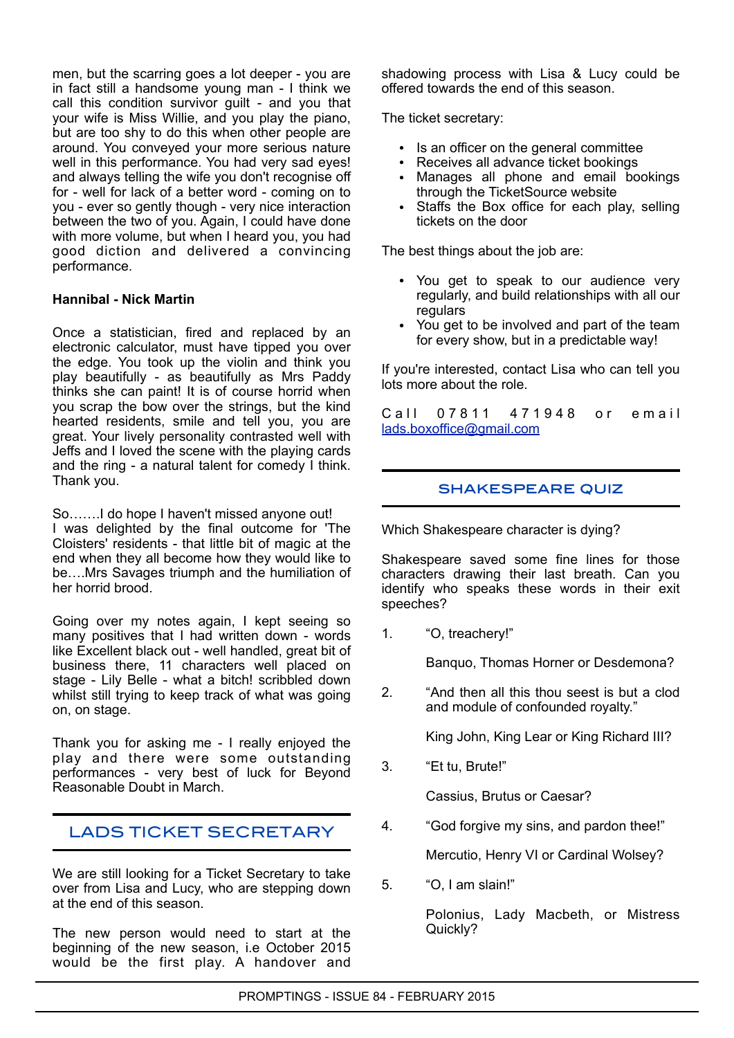men, but the scarring goes a lot deeper - you are in fact still a handsome young man - I think we call this condition survivor guilt - and you that your wife is Miss Willie, and you play the piano, but are too shy to do this when other people are around. You conveyed your more serious nature well in this performance. You had very sad eyes! and always telling the wife you don't recognise off for - well for lack of a better word - coming on to you - ever so gently though - very nice interaction between the two of you. Again, I could have done with more volume, but when I heard you, you had good diction and delivered a convincing performance.

**Hannibal - Nick Martin**

Once a statistician, fired and replaced by an electronic calculator, must have tipped you over the edge. You took up the violin and think you play beautifully - as beautifully as Mrs Paddy thinks she can paint! It is of course horrid when you scrap the bow over the strings, but the kind hearted residents, smile and tell you, you are great. Your lively personality contrasted well with Jeffs and I loved the scene with the playing cards and the ring - a natural talent for comedy I think. Thank you.

So…….I do hope I haven't missed anyone out!
I was delighted by the final outcome for 'The Cloisters' residents - that little bit of magic at the end when they all become how they would like to be….Mrs Savages triumph and the humiliation of her horrid brood.

Going over my notes again, I kept seeing so many positives that I had written down - words like Excellent black out - well handled, great bit of business there, 11 characters well placed on stage - Lily Belle - what a bitch! scribbled down whilst still trying to keep track of what was going on, on stage.

Thank you for asking me - I really enjoyed the play and there were some outstanding performances - very best of luck for Beyond Reasonable Doubt in March.

## LADS TICKET SECRETARY

We are still looking for a Ticket Secretary to take over from Lisa and Lucy, who are stepping down at the end of this season.

The new person would need to start at the beginning of the new season, i.e October 2015 would be the first play. A handover and shadowing process with Lisa & Lucy could be offered towards the end of this season.

The ticket secretary:

- Is an officer on the general committee
- Receives all advance ticket bookings
- Manages all phone and email bookings through the TicketSource website
- Staffs the Box office for each play, selling tickets on the door

The best things about the job are:

- You get to speak to our audience very regularly, and build relationships with all our regulars
- You get to be involved and part of the team for every show, but in a predictable way!

If you're interested, contact Lisa who can tell you lots more about the role.

Call 07811 471948 or email lads.boxoffice@gmail.com

## SHAKESPEARE QUIZ

Which Shakespeare character is dying?

Shakespeare saved some fine lines for those characters drawing their last breath. Can you identify who speaks these words in their exit speeches?

1. “O, treachery!”

   Banquo, Thomas Horner or Desdemona?

2. “And then all this thou seest is but a clod and module of confounded royalty.”

   King John, King Lear or King Richard III?

3. “Et tu, Brute!”

   Cassius, Brutus or Caesar?

4. “God forgive my sins, and pardon thee!”

   Mercutio, Henry VI or Cardinal Wolsey?

5. “O, I am slain!”

   Polonius, Lady Macbeth, or Mistress Quickly?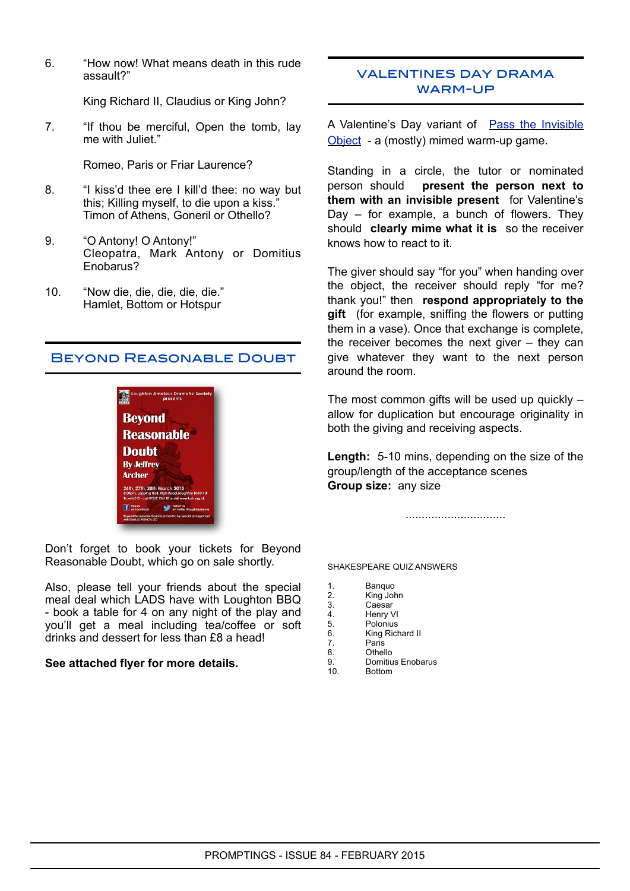6. "How now! What means death in this rude assault?"

   King Richard II, Claudius or King John?

7. "If thou be merciful, Open the tomb, lay me with Juliet."

   Romeo, Paris or Friar Laurence?

8. "I kiss'd thee ere I kill'd thee: no way but this; Killing myself, to die upon a kiss."
   Timon of Athens, Goneril or Othello?

9. "O Antony! O Antony!"
   Cleopatra, Mark Antony or Domitius Enobarus?

10. "Now die, die, die, die, die."
   Hamlet, Bottom or Hotspur

## Beyond Reasonable Doubt

Loughton Amateur Dramatic Society presents

Beyond Reasonable Doubt

By Jeffrey Archer

26th, 27th, 28th March 2015

Don't forget to book your tickets for Beyond Reasonable Doubt, which go on sale shortly.

Also, please tell your friends about the special meal deal which LADS have with Loughton BBQ - book a table for 4 on any night of the play and you'll get a meal including tea/coffee or soft drinks and dessert for less than £8 a head!

**See attached flyer for more details.**

## Valentines Day Drama Warm-Up

A Valentine's Day variant of Pass the Invisible Object - a (mostly) mimed warm-up game.

Standing in a circle, the tutor or nominated person should **present the person next to them with an invisible present** for Valentine's Day – for example, a bunch of flowers. They should **clearly mime what it is** so the receiver knows how to react to it.

The giver should say "for you" when handing over the object, the receiver should reply "for me? thank you!" then **respond appropriately to the gift** (for example, sniffing the flowers or putting them in a vase). Once that exchange is complete, the receiver becomes the next giver – they can give whatever they want to the next person around the room.

The most common gifts will be used up quickly – allow for duplication but encourage originality in both the giving and receiving aspects.

**Length:** 5-10 mins, depending on the size of the group/length of the acceptance scenes
**Group size:** any size

..............................

SHAKESPEARE QUIZ ANSWERS

1. Banquo
2. King John
3. Caesar
4. Henry VI
5. Polonius
6. King Richard II
7. Paris
8. Othello
9. Domitius Enobarus
10. Bottom